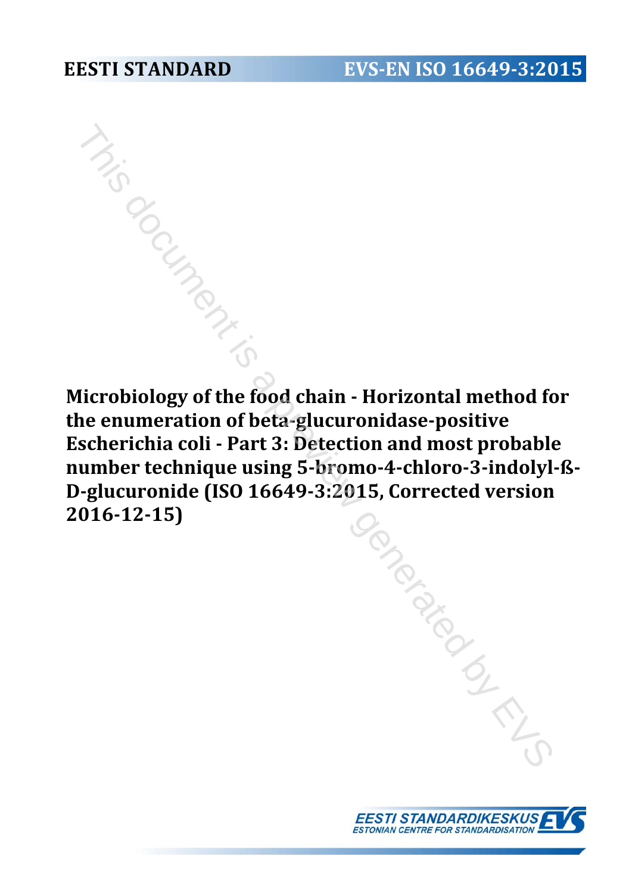**EESTI STANDARD** **EVS-EN ISO 16649-3:2015**

# Microbiology of the food chain - Horizontal method for the enumeration of beta-glucuronidase-positive Escherichia coli - Part 3: Detection and most probable number technique using 5-bromo-4-chloro-3-indolyl-ß-D-glucuronide (ISO 16649-3:2015, Corrected version 2016-12-15)

EESTI STANDARDIKESKUS
ESTONIAN CENTRE FOR STANDARDISATION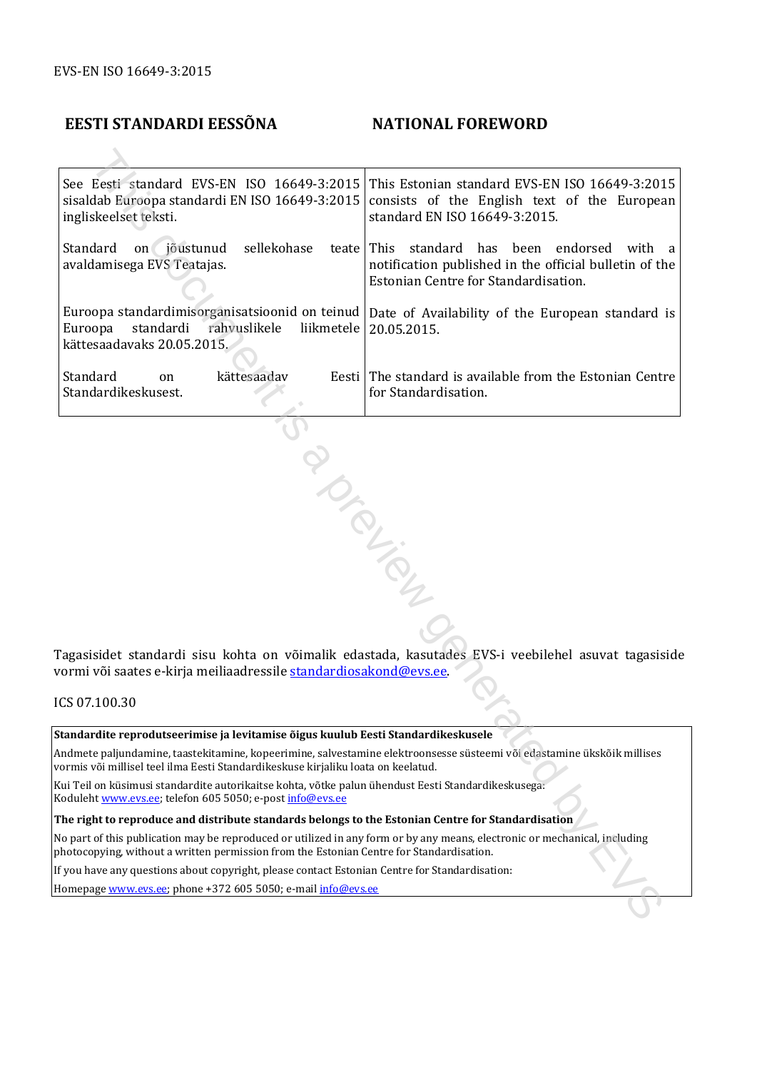EVS-EN ISO 16649-3:2015

## EESTI STANDARDI EESSÕNA

## NATIONAL FOREWORD

| | |
|---|---|
| See Eesti standard EVS-EN ISO 16649-3:2015 sisaldab Euroopa standardi EN ISO 16649-3:2015 ingliskeelset teksti. | This Estonian standard EVS-EN ISO 16649-3:2015 consists of the English text of the European standard EN ISO 16649-3:2015. |
| Standard on jõustunud sellekohase teate avaldamisega EVS Teatajas. | This standard has been endorsed with a notification published in the official bulletin of the Estonian Centre for Standardisation. |
| Euroopa standardimisorganisatsioonid on teinud Euroopa standardi rahvuslikele liikmetele kättesaadavaks 20.05.2015. | Date of Availability of the European standard is 20.05.2015. |
| Standard on kättesaadav Eesti Standardikeskusest. | The standard is available from the Estonian Centre for Standardisation. |

Tagasisidet standardi sisu kohta on võimalik edastada, kasutades EVS-i veebilehel asuvat tagasiside vormi või saates e-kirja meiliaadressile standardiosakond@evs.ee.

ICS 07.100.30

**Standardite reprodutseerimise ja levitamise õigus kuulub Eesti Standardikeskusele**

Andmete paljundamine, taastekitamine, kopeerimine, salvestamine elektroonsesse süsteemi või edastamine ükskõik millises vormis või millisel teel ilma Eesti Standardikeskuse kirjaliku loata on keelatud.

Kui Teil on küsimusi standardite autorikaitse kohta, võtke palun ühendust Eesti Standardikeskusega:
Koduleht www.evs.ee; telefon 605 5050; e-post info@evs.ee

**The right to reproduce and distribute standards belongs to the Estonian Centre for Standardisation**

No part of this publication may be reproduced or utilized in any form or by any means, electronic or mechanical, including photocopying, without a written permission from the Estonian Centre for Standardisation.

If you have any questions about copyright, please contact Estonian Centre for Standardisation:
Homepage www.evs.ee; phone +372 605 5050; e-mail info@evs.ee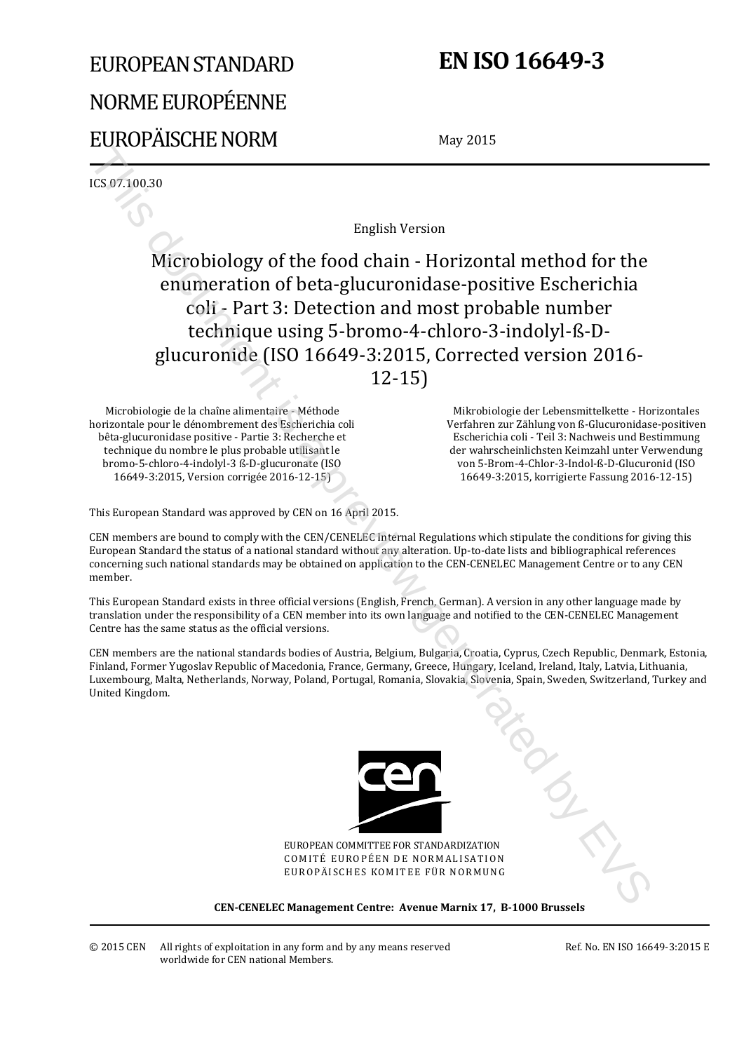# EUROPEAN STANDARD
# NORME EUROPÉENNE
# EUROPÄISCHE NORM

# EN ISO 16649-3

May 2015

ICS 07.100.30

English Version

## Microbiology of the food chain - Horizontal method for the enumeration of beta-glucuronidase-positive Escherichia coli - Part 3: Detection and most probable number technique using 5-bromo-4-chloro-3-indolyl-ß-D-glucuronide (ISO 16649-3:2015, Corrected version 2016-12-15)

Microbiologie de la chaîne alimentaire - Méthode horizontale pour le dénombrement des Escherichia coli bêta-glucuronidase positive - Partie 3: Recherche et technique du nombre le plus probable utilisant le bromo-5-chloro-4-indolyl-3 ß-D-glucuronate (ISO 16649-3:2015, Version corrigée 2016-12-15)

Mikrobiologie der Lebensmittelkette - Horizontales Verfahren zur Zählung von ß-Glucuronidase-positiven Escherichia coli - Teil 3: Nachweis und Bestimmung der wahrscheinlichsten Keimzahl unter Verwendung von 5-Brom-4-Chlor-3-Indol-ß-D-Glucuronid (ISO 16649-3:2015, korrigierte Fassung 2016-12-15)

This European Standard was approved by CEN on 16 April 2015.

CEN members are bound to comply with the CEN/CENELEC Internal Regulations which stipulate the conditions for giving this European Standard the status of a national standard without any alteration. Up-to-date lists and bibliographical references concerning such national standards may be obtained on application to the CEN-CENELEC Management Centre or to any CEN member.

This European Standard exists in three official versions (English, French, German). A version in any other language made by translation under the responsibility of a CEN member into its own language and notified to the CEN-CENELEC Management Centre has the same status as the official versions.

CEN members are the national standards bodies of Austria, Belgium, Bulgaria, Croatia, Cyprus, Czech Republic, Denmark, Estonia, Finland, Former Yugoslav Republic of Macedonia, France, Germany, Greece, Hungary, Iceland, Ireland, Italy, Latvia, Lithuania, Luxembourg, Malta, Netherlands, Norway, Poland, Portugal, Romania, Slovakia, Slovenia, Spain, Sweden, Switzerland, Turkey and United Kingdom.

EUROPEAN COMMITTEE FOR STANDARDIZATION
COMITÉ EUROPÉEN DE NORMALISATION
EUROPÄISCHES KOMITEE FÜR NORMUNG

**CEN-CENELEC Management Centre: Avenue Marnix 17, B-1000 Brussels**

© 2015 CEN All rights of exploitation in any form and by any means reserved worldwide for CEN national Members.

Ref. No. EN ISO 16649-3:2015 E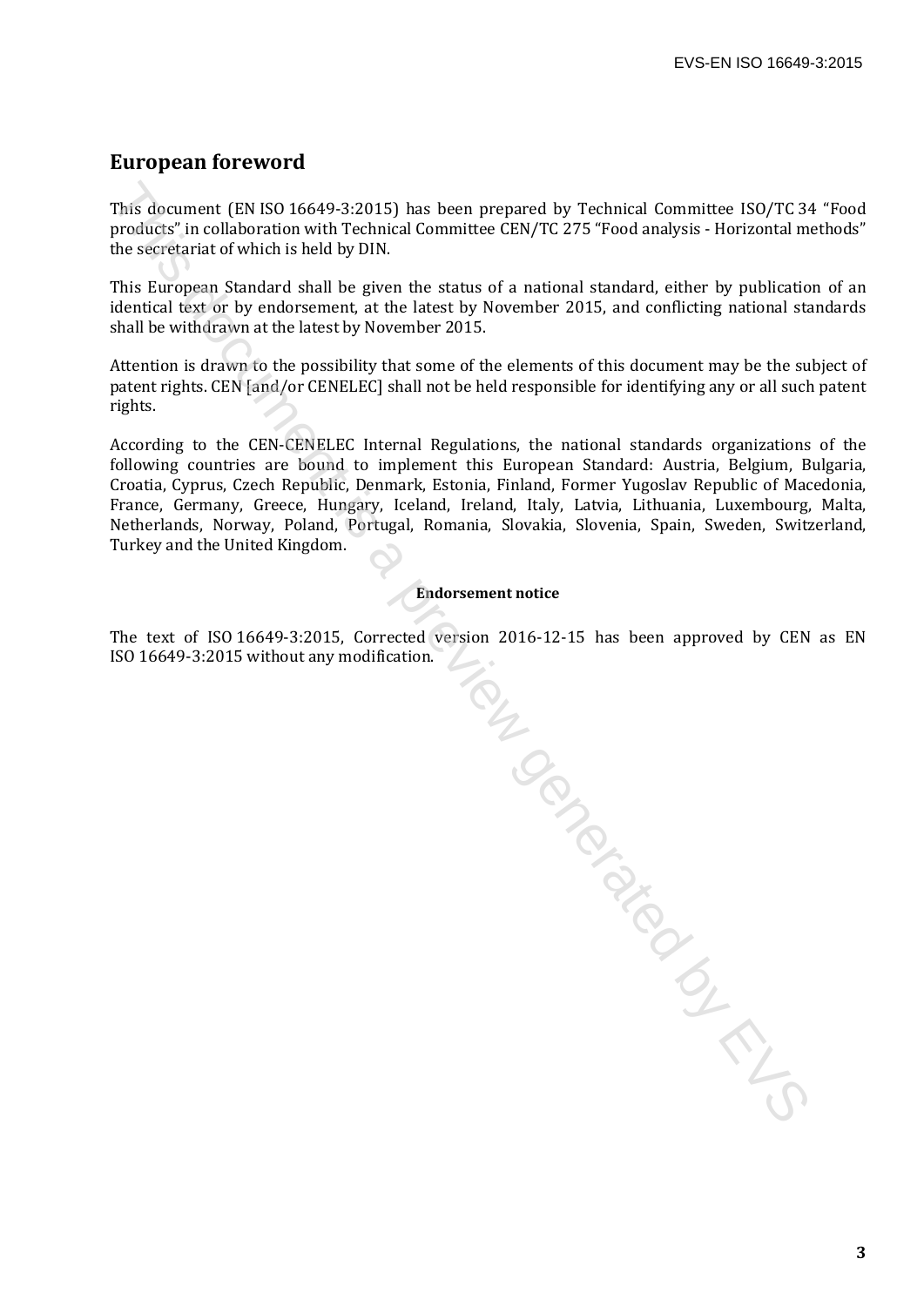## European foreword

This document (EN ISO 16649-3:2015) has been prepared by Technical Committee ISO/TC 34 "Food products" in collaboration with Technical Committee CEN/TC 275 "Food analysis - Horizontal methods" the secretariat of which is held by DIN.

This European Standard shall be given the status of a national standard, either by publication of an identical text or by endorsement, at the latest by November 2015, and conflicting national standards shall be withdrawn at the latest by November 2015.

Attention is drawn to the possibility that some of the elements of this document may be the subject of patent rights. CEN [and/or CENELEC] shall not be held responsible for identifying any or all such patent rights.

According to the CEN-CENELEC Internal Regulations, the national standards organizations of the following countries are bound to implement this European Standard: Austria, Belgium, Bulgaria, Croatia, Cyprus, Czech Republic, Denmark, Estonia, Finland, Former Yugoslav Republic of Macedonia, France, Germany, Greece, Hungary, Iceland, Ireland, Italy, Latvia, Lithuania, Luxembourg, Malta, Netherlands, Norway, Poland, Portugal, Romania, Slovakia, Slovenia, Spain, Sweden, Switzerland, Turkey and the United Kingdom.

**Endorsement notice**

The text of ISO 16649-3:2015, Corrected version 2016-12-15 has been approved by CEN as EN ISO 16649-3:2015 without any modification.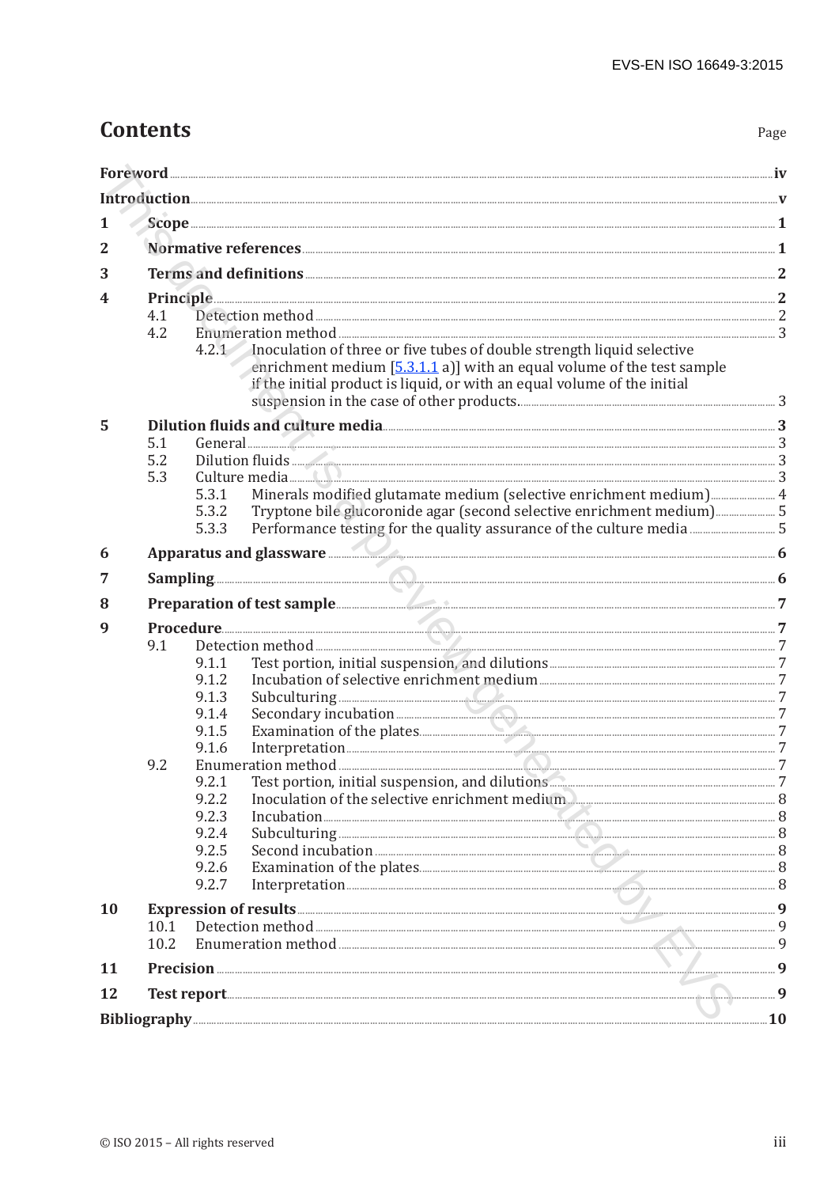# Contents

Page

**Foreword** .......... iv

**Introduction** .......... v

**1 Scope** .......... 1

**2 Normative references** .......... 1

**3 Terms and definitions** .......... 2

**4 Principle** .......... 2

- 4.1 Detection method .......... 2
- 4.2 Enumeration method .......... 3
  - 4.2.1 Inoculation of three or five tubes of double strength liquid selective enrichment medium [5.3.1.1 a)] with an equal volume of the test sample if the initial product is liquid, or with an equal volume of the initial suspension in the case of other products. .......... 3

**5 Dilution fluids and culture media** .......... 3

- 5.1 General .......... 3
- 5.2 Dilution fluids .......... 3
- 5.3 Culture media .......... 3
  - 5.3.1 Minerals modified glutamate medium (selective enrichment medium) .......... 4
  - 5.3.2 Tryptone bile glucoronide agar (second selective enrichment medium) .......... 5
  - 5.3.3 Performance testing for the quality assurance of the culture media .......... 5

**6 Apparatus and glassware** .......... 6

**7 Sampling** .......... 6

**8 Preparation of test sample** .......... 7

**9 Procedure** .......... 7

- 9.1 Detection method .......... 7
  - 9.1.1 Test portion, initial suspension, and dilutions .......... 7
  - 9.1.2 Incubation of selective enrichment medium .......... 7
  - 9.1.3 Subculturing .......... 7
  - 9.1.4 Secondary incubation .......... 7
  - 9.1.5 Examination of the plates .......... 7
  - 9.1.6 Interpretation .......... 7
- 9.2 Enumeration method .......... 7
  - 9.2.1 Test portion, initial suspension, and dilutions .......... 7
  - 9.2.2 Inoculation of the selective enrichment medium .......... 8
  - 9.2.3 Incubation .......... 8
  - 9.2.4 Subculturing .......... 8
  - 9.2.5 Second incubation .......... 8
  - 9.2.6 Examination of the plates .......... 8
  - 9.2.7 Interpretation .......... 8

**10 Expression of results** .......... 9

- 10.1 Detection method .......... 9
- 10.2 Enumeration method .......... 9

**11 Precision** .......... 9

**12 Test report** .......... 9

**Bibliography** .......... 10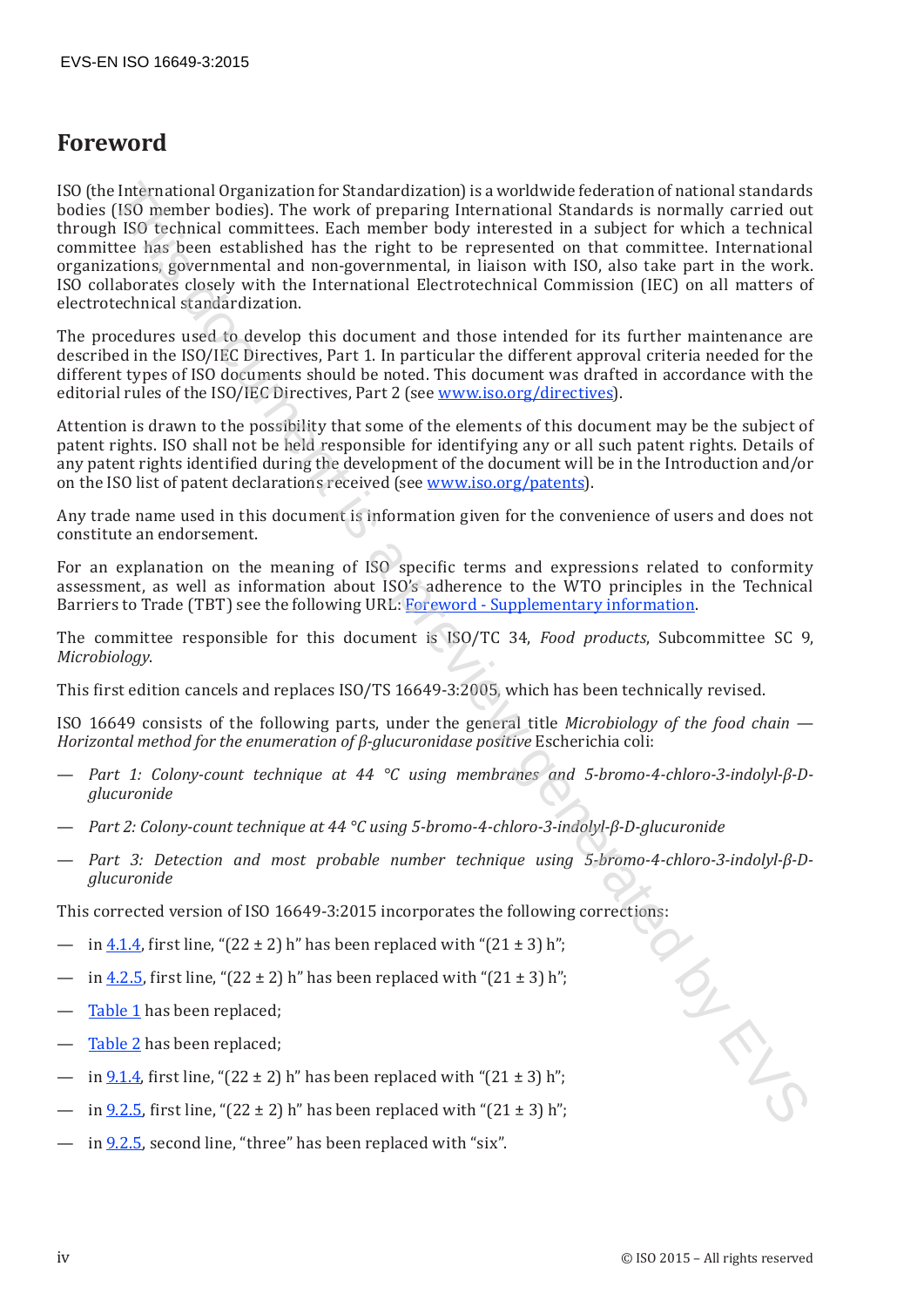# Foreword

ISO (the International Organization for Standardization) is a worldwide federation of national standards bodies (ISO member bodies). The work of preparing International Standards is normally carried out through ISO technical committees. Each member body interested in a subject for which a technical committee has been established has the right to be represented on that committee. International organizations, governmental and non-governmental, in liaison with ISO, also take part in the work. ISO collaborates closely with the International Electrotechnical Commission (IEC) on all matters of electrotechnical standardization.

The procedures used to develop this document and those intended for its further maintenance are described in the ISO/IEC Directives, Part 1. In particular the different approval criteria needed for the different types of ISO documents should be noted. This document was drafted in accordance with the editorial rules of the ISO/IEC Directives, Part 2 (see www.iso.org/directives).

Attention is drawn to the possibility that some of the elements of this document may be the subject of patent rights. ISO shall not be held responsible for identifying any or all such patent rights. Details of any patent rights identified during the development of the document will be in the Introduction and/or on the ISO list of patent declarations received (see www.iso.org/patents).

Any trade name used in this document is information given for the convenience of users and does not constitute an endorsement.

For an explanation on the meaning of ISO specific terms and expressions related to conformity assessment, as well as information about ISO's adherence to the WTO principles in the Technical Barriers to Trade (TBT) see the following URL: Foreword - Supplementary information.

The committee responsible for this document is ISO/TC 34, *Food products*, Subcommittee SC 9, *Microbiology*.

This first edition cancels and replaces ISO/TS 16649-3:2005, which has been technically revised.

ISO 16649 consists of the following parts, under the general title *Microbiology of the food chain — Horizontal method for the enumeration of β-glucuronidase positive* Escherichia coli:

— *Part 1: Colony-count technique at 44 °C using membranes and 5-bromo-4-chloro-3-indolyl-β-D-glucuronide*

— *Part 2: Colony-count technique at 44 °C using 5-bromo-4-chloro-3-indolyl-β-D-glucuronide*

— *Part 3: Detection and most probable number technique using 5-bromo-4-chloro-3-indolyl-β-D-glucuronide*

This corrected version of ISO 16649-3:2015 incorporates the following corrections:

— in 4.1.4, first line, "(22 ± 2) h" has been replaced with "(21 ± 3) h";

— in 4.2.5, first line, "(22 ± 2) h" has been replaced with "(21 ± 3) h";

— Table 1 has been replaced;

— Table 2 has been replaced;

— in 9.1.4, first line, "(22 ± 2) h" has been replaced with "(21 ± 3) h";

— in 9.2.5, first line, "(22 ± 2) h" has been replaced with "(21 ± 3) h";

— in 9.2.5, second line, "three" has been replaced with "six".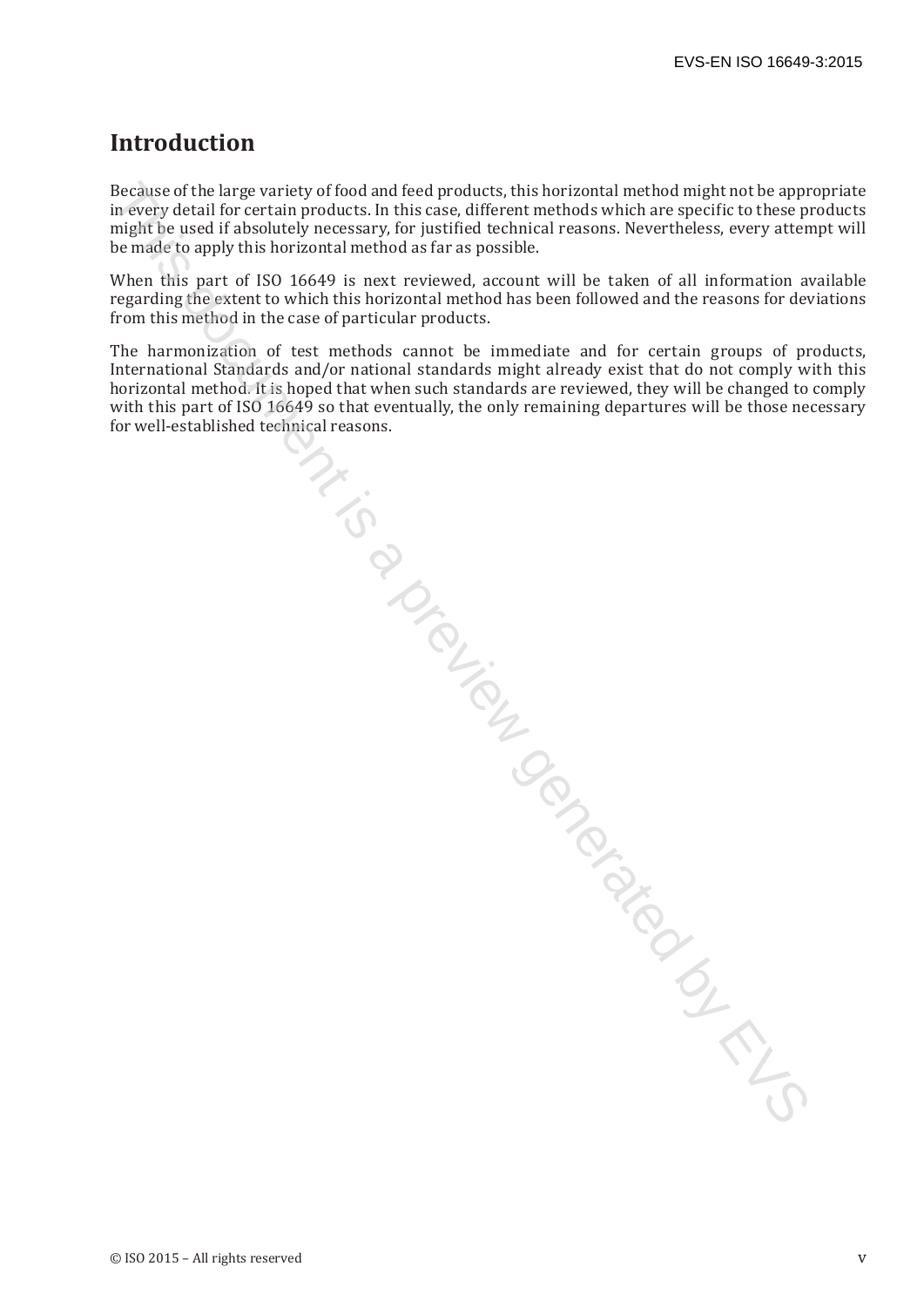# Introduction

Because of the large variety of food and feed products, this horizontal method might not be appropriate in every detail for certain products. In this case, different methods which are specific to these products might be used if absolutely necessary, for justified technical reasons. Nevertheless, every attempt will be made to apply this horizontal method as far as possible.

When this part of ISO 16649 is next reviewed, account will be taken of all information available regarding the extent to which this horizontal method has been followed and the reasons for deviations from this method in the case of particular products.

The harmonization of test methods cannot be immediate and for certain groups of products, International Standards and/or national standards might already exist that do not comply with this horizontal method. It is hoped that when such standards are reviewed, they will be changed to comply with this part of ISO 16649 so that eventually, the only remaining departures will be those necessary for well-established technical reasons.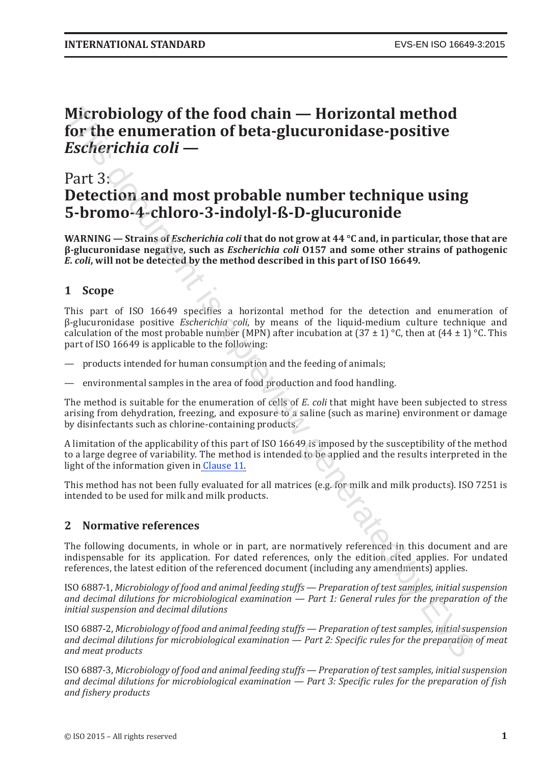# Microbiology of the food chain — Horizontal method for the enumeration of beta-glucuronidase-positive *Escherichia coli* —

## Part 3: Detection and most probable number technique using 5-bromo-4-chloro-3-indolyl-ß-D-glucuronide

**WARNING — Strains of *Escherichia coli* that do not grow at 44 °C and, in particular, those that are β-glucuronidase negative, such as *Escherichia coli* O157 and some other strains of pathogenic *E. coli*, will not be detected by the method described in this part of ISO 16649.**

## 1 Scope

This part of ISO 16649 specifies a horizontal method for the detection and enumeration of β-glucuronidase positive *Escherichia coli*, by means of the liquid-medium culture technique and calculation of the most probable number (MPN) after incubation at (37 ± 1) °C, then at (44 ± 1) °C. This part of ISO 16649 is applicable to the following:

— products intended for human consumption and the feeding of animals;

— environmental samples in the area of food production and food handling.

The method is suitable for the enumeration of cells of *E. coli* that might have been subjected to stress arising from dehydration, freezing, and exposure to a saline (such as marine) environment or damage by disinfectants such as chlorine-containing products.

A limitation of the applicability of this part of ISO 16649 is imposed by the susceptibility of the method to a large degree of variability. The method is intended to be applied and the results interpreted in the light of the information given in Clause 11.

This method has not been fully evaluated for all matrices (e.g. for milk and milk products). ISO 7251 is intended to be used for milk and milk products.

## 2 Normative references

The following documents, in whole or in part, are normatively referenced in this document and are indispensable for its application. For dated references, only the edition cited applies. For undated references, the latest edition of the referenced document (including any amendments) applies.

ISO 6887-1, *Microbiology of food and animal feeding stuffs — Preparation of test samples, initial suspension and decimal dilutions for microbiological examination — Part 1: General rules for the preparation of the initial suspension and decimal dilutions*

ISO 6887-2, *Microbiology of food and animal feeding stuffs — Preparation of test samples, initial suspension and decimal dilutions for microbiological examination — Part 2: Specific rules for the preparation of meat and meat products*

ISO 6887-3, *Microbiology of food and animal feeding stuffs — Preparation of test samples, initial suspension and decimal dilutions for microbiological examination — Part 3: Specific rules for the preparation of fish and fishery products*